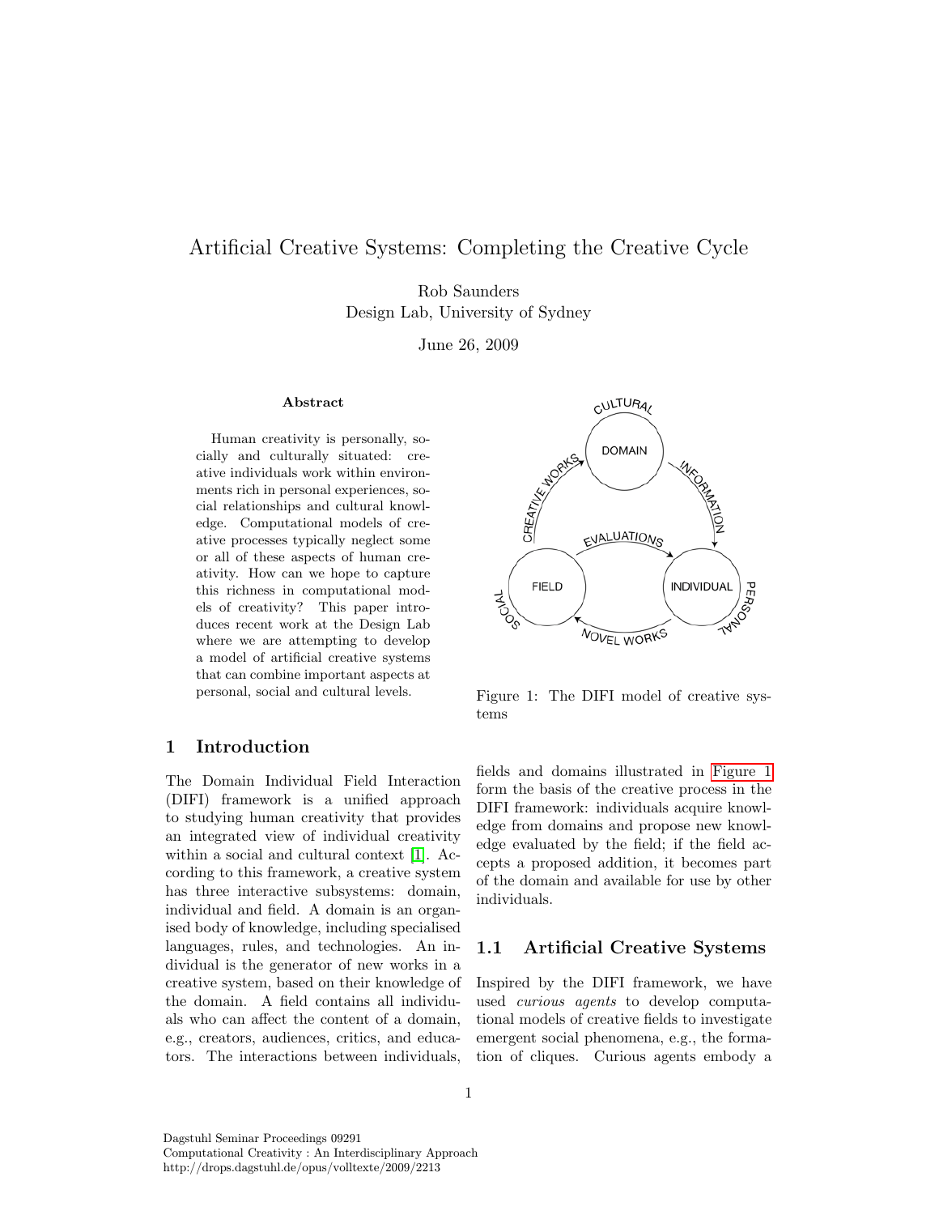# Artificial Creative Systems: Completing the Creative Cycle

Rob Saunders
Design Lab, University of Sydney

June 26, 2009

**Abstract**

Human creativity is personally, socially and culturally situated: creative individuals work within environments rich in personal experiences, social relationships and cultural knowledge. Computational models of creative processes typically neglect some or all of these aspects of human creativity. How can we hope to capture this richness in computational models of creativity? This paper introduces recent work at the Design Lab where we are attempting to develop a model of artificial creative systems that can combine important aspects at personal, social and cultural levels.

Figure 1: The DIFI model of creative systems

## 1 Introduction

The Domain Individual Field Interaction (DIFI) framework is a unified approach to studying human creativity that provides an integrated view of individual creativity within a social and cultural context [1]. According to this framework, a creative system has three interactive subsystems: domain, individual and field. A domain is an organised body of knowledge, including specialised languages, rules, and technologies. An individual is the generator of new works in a creative system, based on their knowledge of the domain. A field contains all individuals who can affect the content of a domain, e.g., creators, audiences, critics, and educators. The interactions between individuals, fields and domains illustrated in Figure 1 form the basis of the creative process in the DIFI framework: individuals acquire knowledge from domains and propose new knowledge evaluated by the field; if the field accepts a proposed addition, it becomes part of the domain and available for use by other individuals.

### 1.1 Artificial Creative Systems

Inspired by the DIFI framework, we have used *curious agents* to develop computational models of creative fields to investigate emergent social phenomena, e.g., the formation of cliques. Curious agents embody a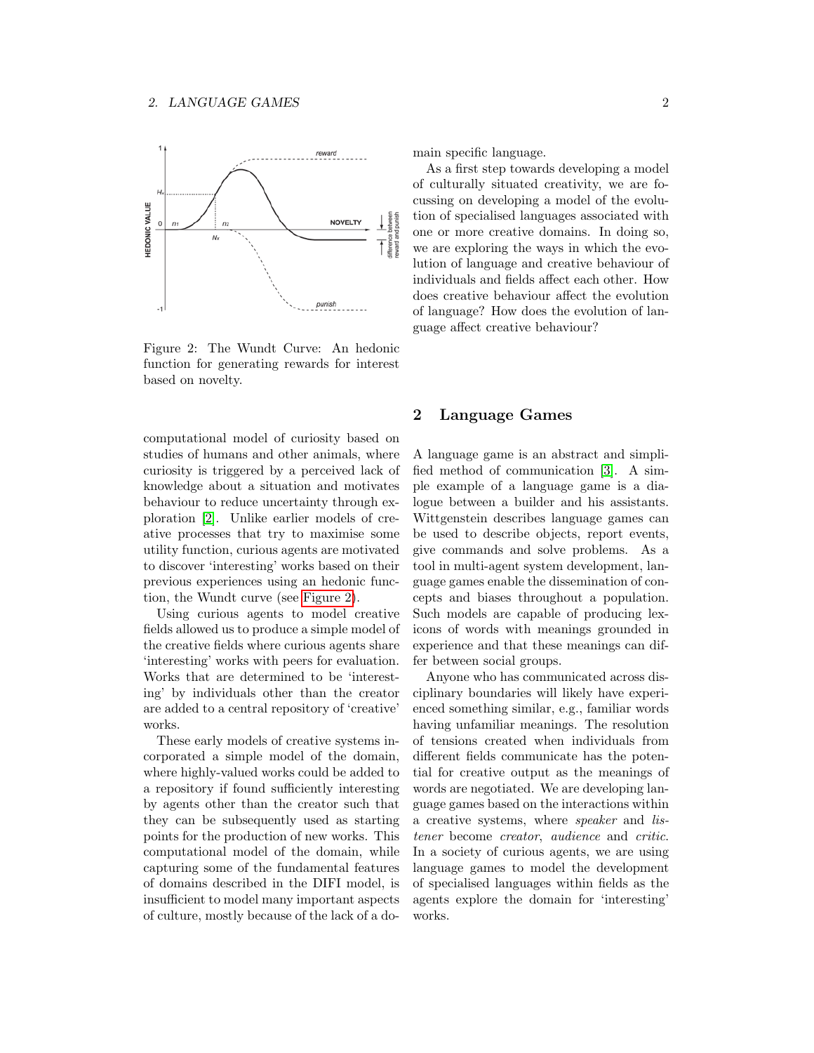Figure 2: The Wundt Curve: An hedonic function for generating rewards for interest based on novelty.

computational model of curiosity based on studies of humans and other animals, where curiosity is triggered by a perceived lack of knowledge about a situation and motivates behaviour to reduce uncertainty through exploration [2]. Unlike earlier models of creative processes that try to maximise some utility function, curious agents are motivated to discover 'interesting' works based on their previous experiences using an hedonic function, the Wundt curve (see Figure 2).

Using curious agents to model creative fields allowed us to produce a simple model of the creative fields where curious agents share 'interesting' works with peers for evaluation. Works that are determined to be 'interesting' by individuals other than the creator are added to a central repository of 'creative' works.

These early models of creative systems incorporated a simple model of the domain, where highly-valued works could be added to a repository if found sufficiently interesting by agents other than the creator such that they can be subsequently used as starting points for the production of new works. This computational model of the domain, while capturing some of the fundamental features of domains described in the DIFI model, is insufficient to model many important aspects of culture, mostly because of the lack of a domain specific language.

As a first step towards developing a model of culturally situated creativity, we are focussing on developing a model of the evolution of specialised languages associated with one or more creative domains. In doing so, we are exploring the ways in which the evolution of language and creative behaviour of individuals and fields affect each other. How does creative behaviour affect the evolution of language? How does the evolution of language affect creative behaviour?

## 2 Language Games

A language game is an abstract and simplified method of communication [3]. A simple example of a language game is a dialogue between a builder and his assistants. Wittgenstein describes language games can be used to describe objects, report events, give commands and solve problems. As a tool in multi-agent system development, language games enable the dissemination of concepts and biases throughout a population. Such models are capable of producing lexicons of words with meanings grounded in experience and that these meanings can differ between social groups.

Anyone who has communicated across disciplinary boundaries will likely have experienced something similar, e.g., familiar words having unfamiliar meanings. The resolution of tensions created when individuals from different fields communicate has the potential for creative output as the meanings of words are negotiated. We are developing language games based on the interactions within a creative systems, where *speaker* and *listener* become *creator*, *audience* and *critic*. In a society of curious agents, we are using language games to model the development of specialised languages within fields as the agents explore the domain for 'interesting' works.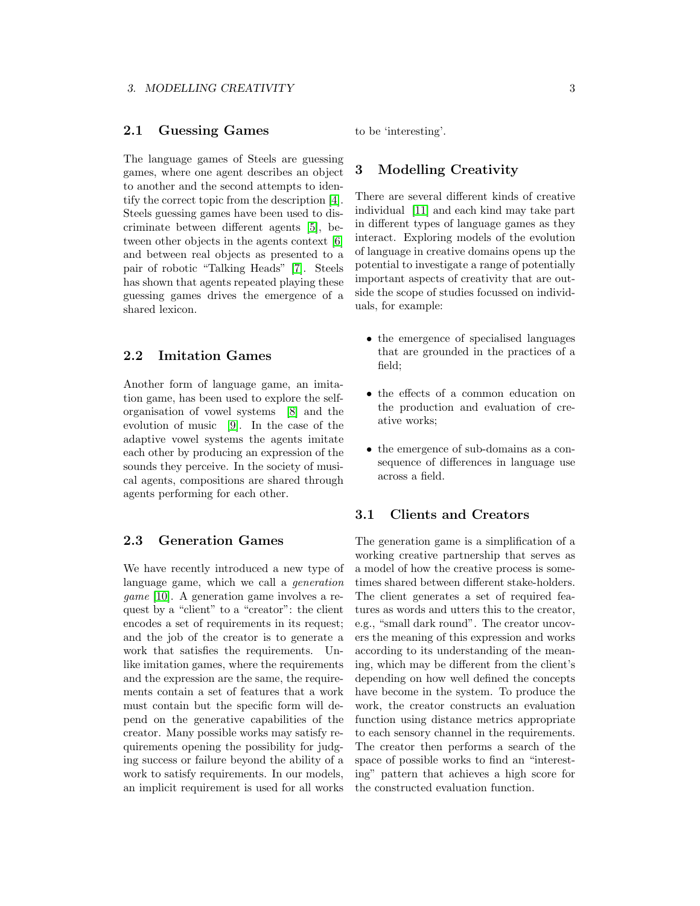## 2.1 Guessing Games

The language games of Steels are guessing games, where one agent describes an object to another and the second attempts to identify the correct topic from the description [4]. Steels guessing games have been used to discriminate between different agents [5], between other objects in the agents context [6] and between real objects as presented to a pair of robotic "Talking Heads" [7]. Steels has shown that agents repeated playing these guessing games drives the emergence of a shared lexicon.

## 2.2 Imitation Games

Another form of language game, an imitation game, has been used to explore the self-organisation of vowel systems [8] and the evolution of music [9]. In the case of the adaptive vowel systems the agents imitate each other by producing an expression of the sounds they perceive. In the society of musical agents, compositions are shared through agents performing for each other.

## 2.3 Generation Games

We have recently introduced a new type of language game, which we call a *generation game* [10]. A generation game involves a request by a "client" to a "creator": the client encodes a set of requirements in its request; and the job of the creator is to generate a work that satisfies the requirements. Unlike imitation games, where the requirements and the expression are the same, the requirements contain a set of features that a work must contain but the specific form will depend on the generative capabilities of the creator. Many possible works may satisfy requirements opening the possibility for judging success or failure beyond the ability of a work to satisfy requirements. In our models, an implicit requirement is used for all works to be 'interesting'.

# 3 Modelling Creativity

There are several different kinds of creative individual [11] and each kind may take part in different types of language games as they interact. Exploring models of the evolution of language in creative domains opens up the potential to investigate a range of potentially important aspects of creativity that are outside the scope of studies focussed on individuals, for example:

- the emergence of specialised languages that are grounded in the practices of a field;
- the effects of a common education on the production and evaluation of creative works;
- the emergence of sub-domains as a consequence of differences in language use across a field.

## 3.1 Clients and Creators

The generation game is a simplification of a working creative partnership that serves as a model of how the creative process is sometimes shared between different stake-holders. The client generates a set of required features as words and utters this to the creator, e.g., "small dark round". The creator uncovers the meaning of this expression and works according to its understanding of the meaning, which may be different from the client's depending on how well defined the concepts have become in the system. To produce the work, the creator constructs an evaluation function using distance metrics appropriate to each sensory channel in the requirements. The creator then performs a search of the space of possible works to find an "interesting" pattern that achieves a high score for the constructed evaluation function.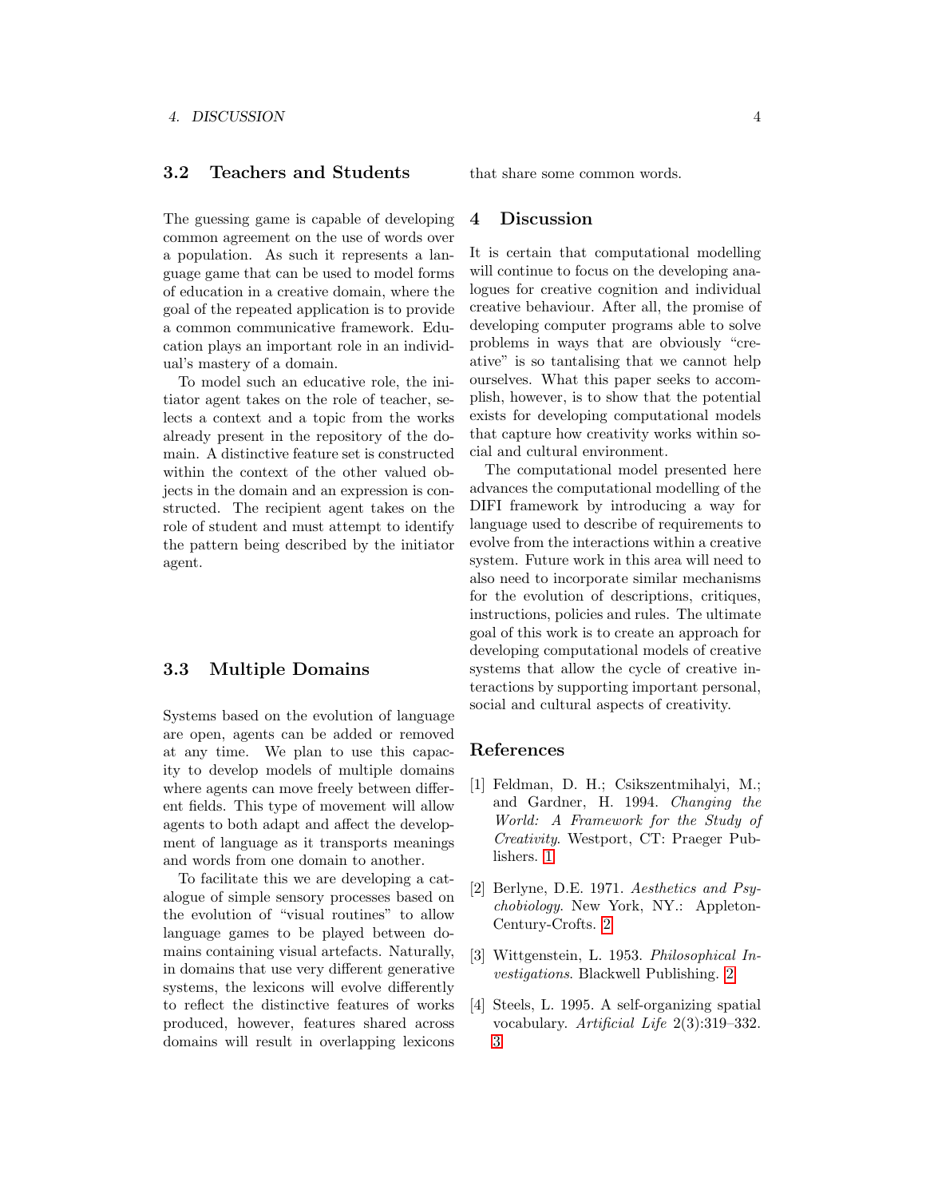### 3.2 Teachers and Students

The guessing game is capable of developing common agreement on the use of words over a population. As such it represents a language game that can be used to model forms of education in a creative domain, where the goal of the repeated application is to provide a common communicative framework. Education plays an important role in an individual's mastery of a domain.

To model such an educative role, the initiator agent takes on the role of teacher, selects a context and a topic from the works already present in the repository of the domain. A distinctive feature set is constructed within the context of the other valued objects in the domain and an expression is constructed. The recipient agent takes on the role of student and must attempt to identify the pattern being described by the initiator agent.

### 3.3 Multiple Domains

Systems based on the evolution of language are open, agents can be added or removed at any time. We plan to use this capacity to develop models of multiple domains where agents can move freely between different fields. This type of movement will allow agents to both adapt and affect the development of language as it transports meanings and words from one domain to another.

To facilitate this we are developing a catalogue of simple sensory processes based on the evolution of "visual routines" to allow language games to be played between domains containing visual artefacts. Naturally, in domains that use very different generative systems, the lexicons will evolve differently to reflect the distinctive features of works produced, however, features shared across domains will result in overlapping lexicons that share some common words.

## 4 Discussion

It is certain that computational modelling will continue to focus on the developing analogues for creative cognition and individual creative behaviour. After all, the promise of developing computer programs able to solve problems in ways that are obviously "creative" is so tantalising that we cannot help ourselves. What this paper seeks to accomplish, however, is to show that the potential exists for developing computational models that capture how creativity works within social and cultural environment.

The computational model presented here advances the computational modelling of the DIFI framework by introducing a way for language used to describe of requirements to evolve from the interactions within a creative system. Future work in this area will need to also need to incorporate similar mechanisms for the evolution of descriptions, critiques, instructions, policies and rules. The ultimate goal of this work is to create an approach for developing computational models of creative systems that allow the cycle of creative interactions by supporting important personal, social and cultural aspects of creativity.

## References

[1] Feldman, D. H.; Csikszentmihalyi, M.; and Gardner, H. 1994. *Changing the World: A Framework for the Study of Creativity*. Westport, CT: Praeger Publishers. 1

[2] Berlyne, D.E. 1971. *Aesthetics and Psychobiology*. New York, NY.: Appleton-Century-Crofts. 2

[3] Wittgenstein, L. 1953. *Philosophical Investigations*. Blackwell Publishing. 2

[4] Steels, L. 1995. A self-organizing spatial vocabulary. *Artificial Life* 2(3):319–332. 3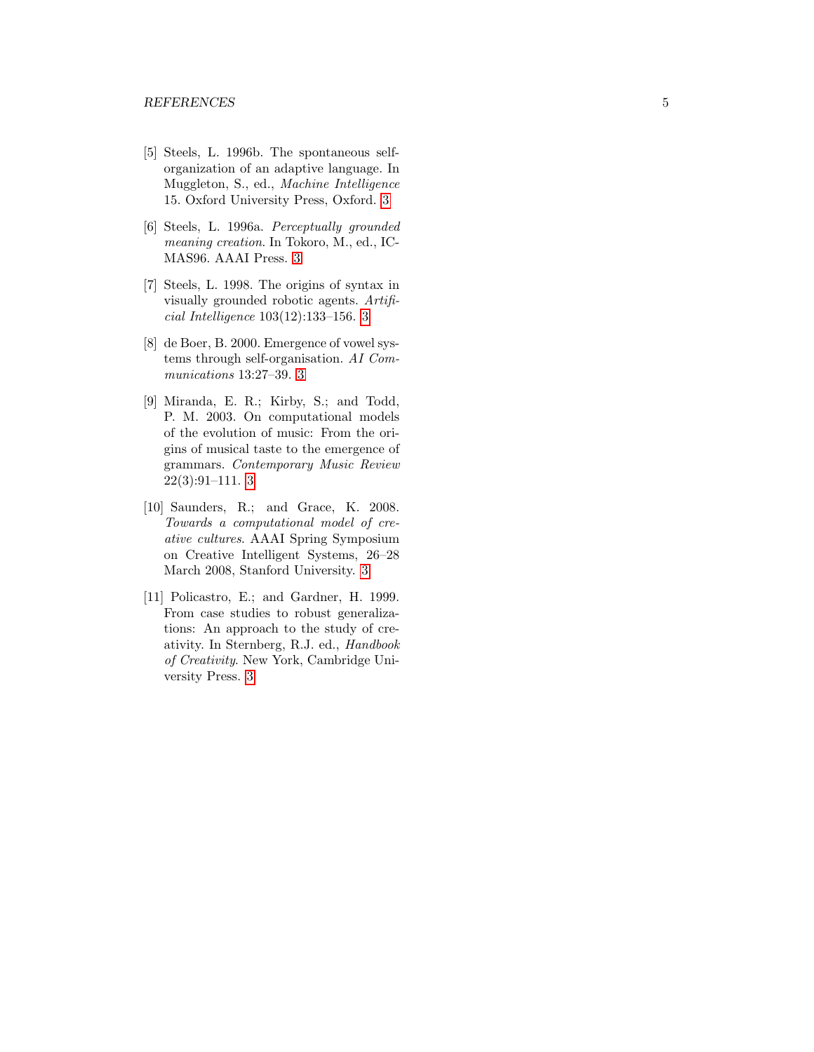[5] Steels, L. 1996b. The spontaneous self-organization of an adaptive language. In Muggleton, S., ed., *Machine Intelligence* 15. Oxford University Press, Oxford. 3

[6] Steels, L. 1996a. *Perceptually grounded meaning creation*. In Tokoro, M., ed., ICMAS96. AAAI Press. 3

[7] Steels, L. 1998. The origins of syntax in visually grounded robotic agents. *Artificial Intelligence* 103(12):133–156. 3

[8] de Boer, B. 2000. Emergence of vowel systems through self-organisation. *AI Communications* 13:27–39. 3

[9] Miranda, E. R.; Kirby, S.; and Todd, P. M. 2003. On computational models of the evolution of music: From the origins of musical taste to the emergence of grammars. *Contemporary Music Review* 22(3):91–111. 3

[10] Saunders, R.; and Grace, K. 2008. *Towards a computational model of creative cultures*. AAAI Spring Symposium on Creative Intelligent Systems, 26–28 March 2008, Stanford University. 3

[11] Policastro, E.; and Gardner, H. 1999. From case studies to robust generalizations: An approach to the study of creativity. In Sternberg, R.J. ed., *Handbook of Creativity*. New York, Cambridge University Press. 3